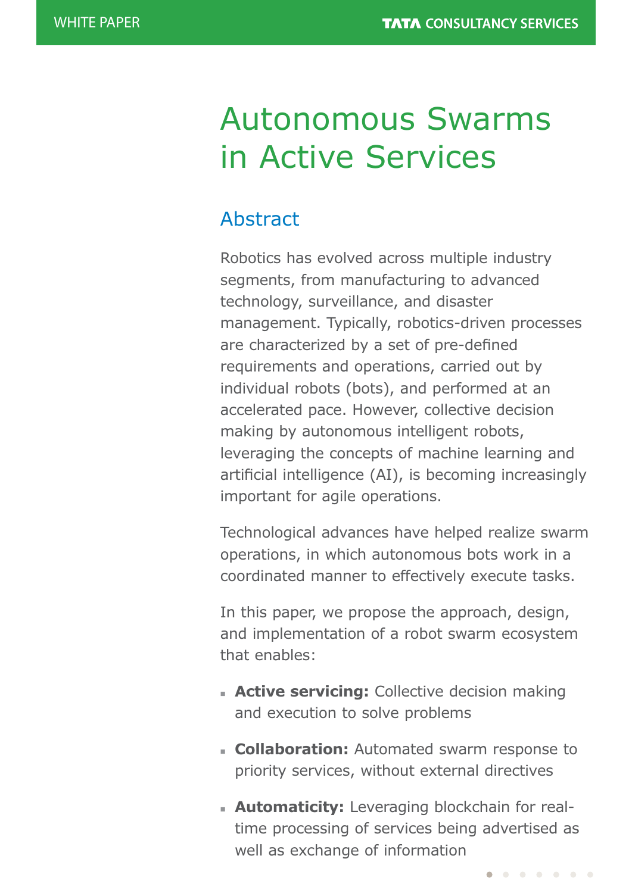# Autonomous Swarms in Active Services

## Abstract

Robotics has evolved across multiple industry segments, from manufacturing to advanced technology, surveillance, and disaster management. Typically, robotics-driven processes are characterized by a set of pre-defined requirements and operations, carried out by individual robots (bots), and performed at an accelerated pace. However, collective decision making by autonomous intelligent robots, leveraging the concepts of machine learning and artificial intelligence (AI), is becoming increasingly important for agile operations.

Technological advances have helped realize swarm operations, in which autonomous bots work in a coordinated manner to effectively execute tasks.

In this paper, we propose the approach, design, and implementation of a robot swarm ecosystem that enables:

- **Active servicing:** Collective decision making and execution to solve problems
- **Collaboration:** Automated swarm response to priority services, without external directives
- **Automaticity:** Leveraging blockchain for real-time processing of services being advertised as well as exchange of information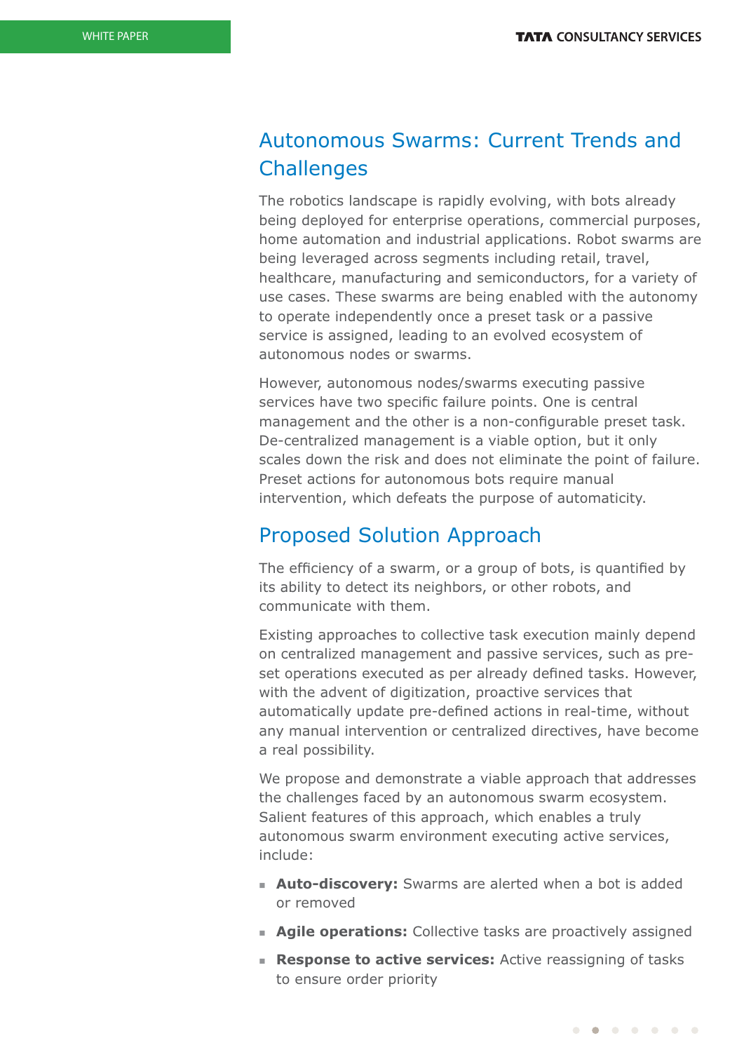## Autonomous Swarms: Current Trends and Challenges

The robotics landscape is rapidly evolving, with bots already being deployed for enterprise operations, commercial purposes, home automation and industrial applications. Robot swarms are being leveraged across segments including retail, travel, healthcare, manufacturing and semiconductors, for a variety of use cases. These swarms are being enabled with the autonomy to operate independently once a preset task or a passive service is assigned, leading to an evolved ecosystem of autonomous nodes or swarms.

However, autonomous nodes/swarms executing passive services have two specific failure points. One is central management and the other is a non-configurable preset task. De-centralized management is a viable option, but it only scales down the risk and does not eliminate the point of failure. Preset actions for autonomous bots require manual intervention, which defeats the purpose of automaticity.

## Proposed Solution Approach

The efficiency of a swarm, or a group of bots, is quantified by its ability to detect its neighbors, or other robots, and communicate with them.

Existing approaches to collective task execution mainly depend on centralized management and passive services, such as pre-set operations executed as per already defined tasks. However, with the advent of digitization, proactive services that automatically update pre-defined actions in real-time, without any manual intervention or centralized directives, have become a real possibility.

We propose and demonstrate a viable approach that addresses the challenges faced by an autonomous swarm ecosystem. Salient features of this approach, which enables a truly autonomous swarm environment executing active services, include:

- **Auto-discovery:** Swarms are alerted when a bot is added or removed
- **Agile operations:** Collective tasks are proactively assigned
- **Response to active services:** Active reassigning of tasks to ensure order priority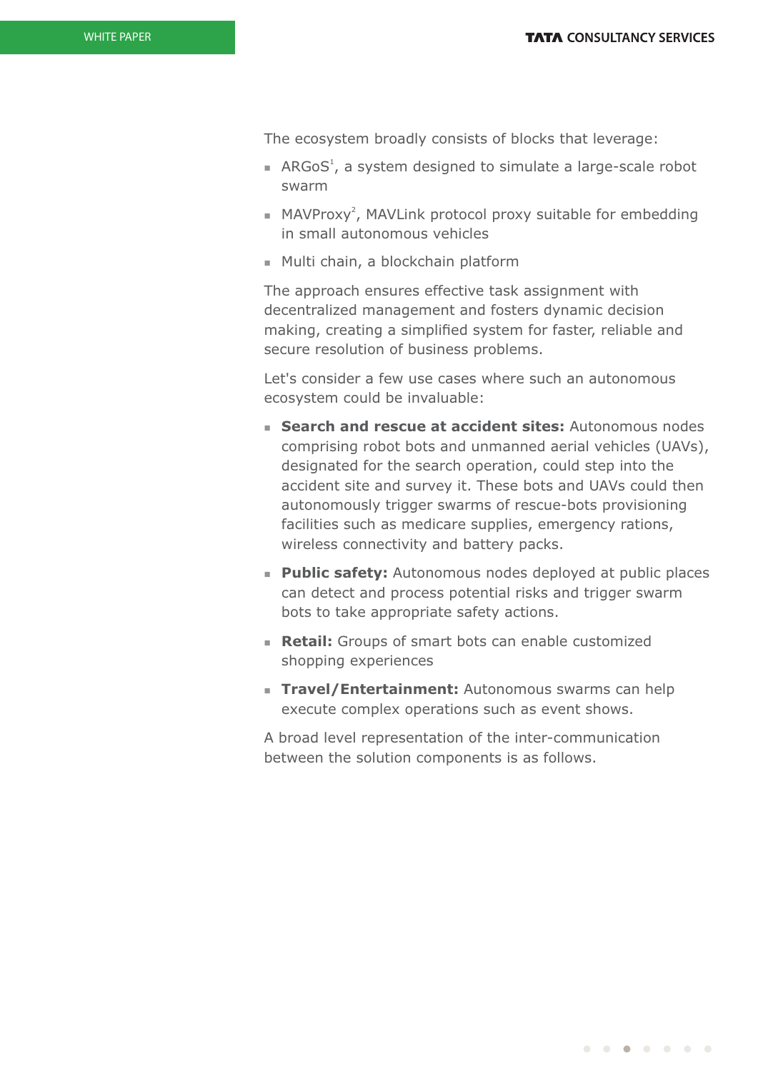The ecosystem broadly consists of blocks that leverage:

- ARGoS[1], a system designed to simulate a large-scale robot swarm
- MAVProxy[2], MAVLink protocol proxy suitable for embedding in small autonomous vehicles
- Multi chain, a blockchain platform

The approach ensures effective task assignment with decentralized management and fosters dynamic decision making, creating a simplified system for faster, reliable and secure resolution of business problems.

Let's consider a few use cases where such an autonomous ecosystem could be invaluable:

- **Search and rescue at accident sites:** Autonomous nodes comprising robot bots and unmanned aerial vehicles (UAVs), designated for the search operation, could step into the accident site and survey it. These bots and UAVs could then autonomously trigger swarms of rescue-bots provisioning facilities such as medicare supplies, emergency rations, wireless connectivity and battery packs.
- **Public safety:** Autonomous nodes deployed at public places can detect and process potential risks and trigger swarm bots to take appropriate safety actions.
- **Retail:** Groups of smart bots can enable customized shopping experiences
- **Travel/Entertainment:** Autonomous swarms can help execute complex operations such as event shows.

A broad level representation of the inter-communication between the solution components is as follows.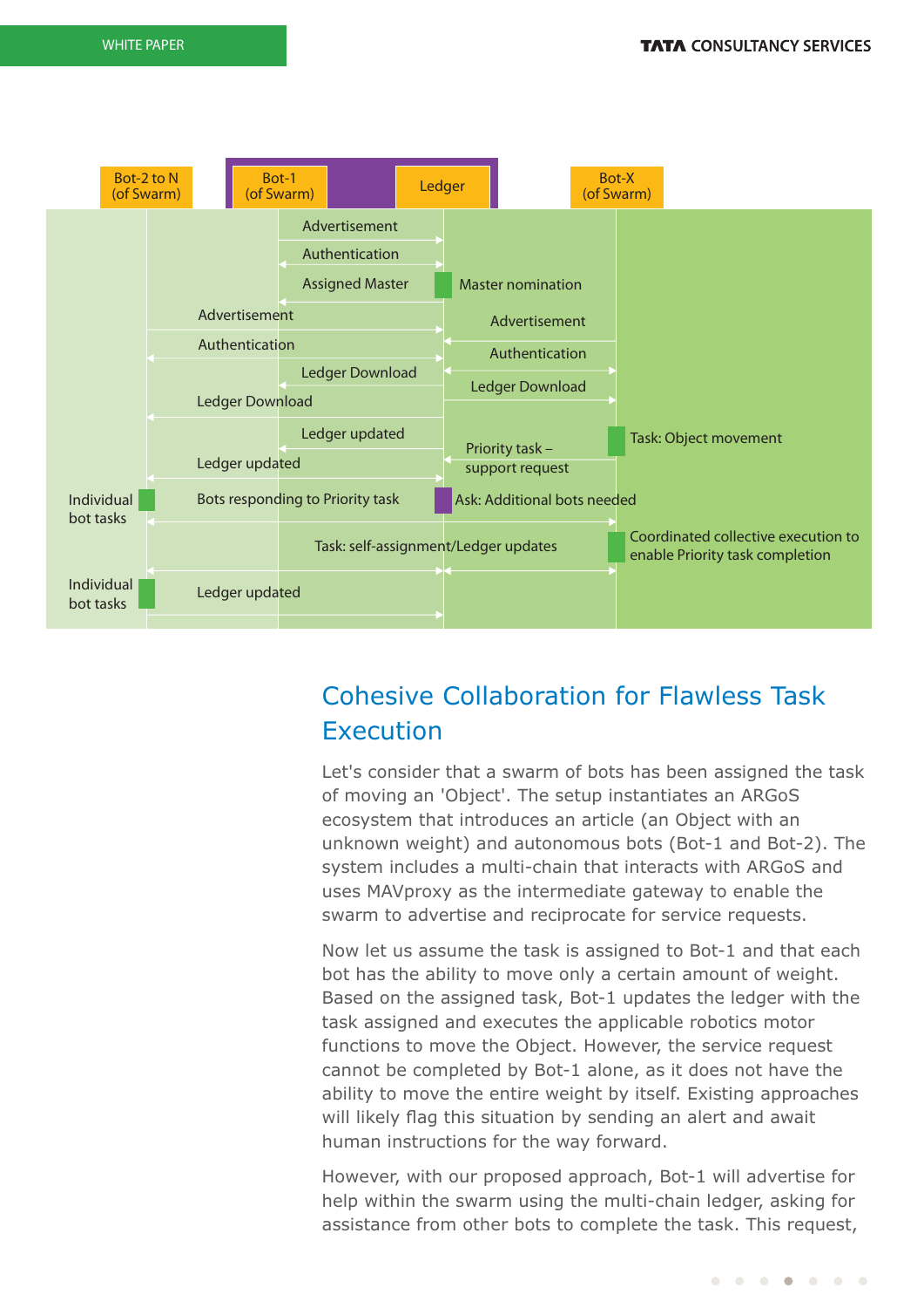Bot-2 to N (of Swarm) | Bot-1 (of Swarm) | Ledger | Bot-X (of Swarm)

Advertisement

Authentication

Assigned Master — Master nomination

Advertisement — Advertisement

Authentication — Authentication

Ledger Download — Ledger Download

Ledger Download

Ledger updated — Task: Object movement

Priority task – support request

Ledger updated

Individual bot tasks — Bots responding to Priority task — Ask: Additional bots needed

Task: self-assignment/Ledger updates — Coordinated collective execution to enable Priority task completion

Individual bot tasks — Ledger updated

## Cohesive Collaboration for Flawless Task Execution

Let's consider that a swarm of bots has been assigned the task of moving an 'Object'. The setup instantiates an ARGoS ecosystem that introduces an article (an Object with an unknown weight) and autonomous bots (Bot-1 and Bot-2). The system includes a multi-chain that interacts with ARGoS and uses MAVproxy as the intermediate gateway to enable the swarm to advertise and reciprocate for service requests.

Now let us assume the task is assigned to Bot-1 and that each bot has the ability to move only a certain amount of weight. Based on the assigned task, Bot-1 updates the ledger with the task assigned and executes the applicable robotics motor functions to move the Object. However, the service request cannot be completed by Bot-1 alone, as it does not have the ability to move the entire weight by itself. Existing approaches will likely flag this situation by sending an alert and await human instructions for the way forward.

However, with our proposed approach, Bot-1 will advertise for help within the swarm using the multi-chain ledger, asking for assistance from other bots to complete the task. This request,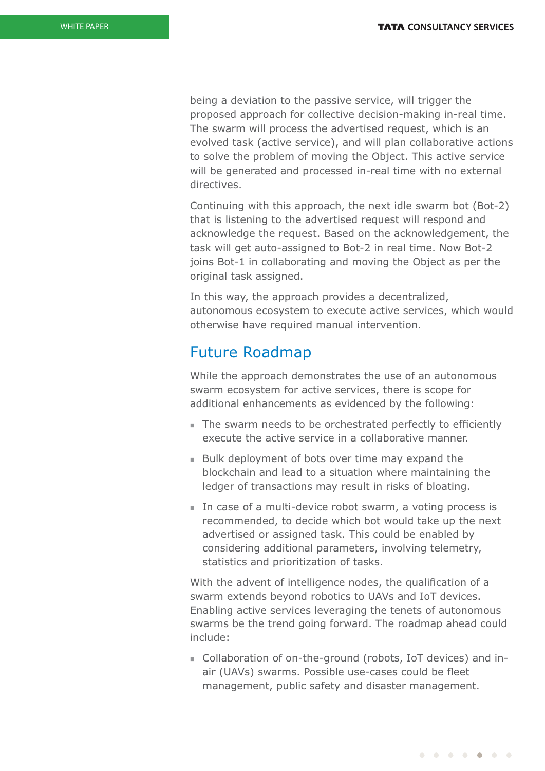being a deviation to the passive service, will trigger the proposed approach for collective decision-making in-real time. The swarm will process the advertised request, which is an evolved task (active service), and will plan collaborative actions to solve the problem of moving the Object. This active service will be generated and processed in-real time with no external directives.

Continuing with this approach, the next idle swarm bot (Bot-2) that is listening to the advertised request will respond and acknowledge the request. Based on the acknowledgement, the task will get auto-assigned to Bot-2 in real time. Now Bot-2 joins Bot-1 in collaborating and moving the Object as per the original task assigned.

In this way, the approach provides a decentralized, autonomous ecosystem to execute active services, which would otherwise have required manual intervention.

## Future Roadmap

While the approach demonstrates the use of an autonomous swarm ecosystem for active services, there is scope for additional enhancements as evidenced by the following:

- The swarm needs to be orchestrated perfectly to efficiently execute the active service in a collaborative manner.
- Bulk deployment of bots over time may expand the blockchain and lead to a situation where maintaining the ledger of transactions may result in risks of bloating.
- In case of a multi-device robot swarm, a voting process is recommended, to decide which bot would take up the next advertised or assigned task. This could be enabled by considering additional parameters, involving telemetry, statistics and prioritization of tasks.

With the advent of intelligence nodes, the qualification of a swarm extends beyond robotics to UAVs and IoT devices. Enabling active services leveraging the tenets of autonomous swarms be the trend going forward. The roadmap ahead could include:

- Collaboration of on-the-ground (robots, IoT devices) and in-air (UAVs) swarms. Possible use-cases could be fleet management, public safety and disaster management.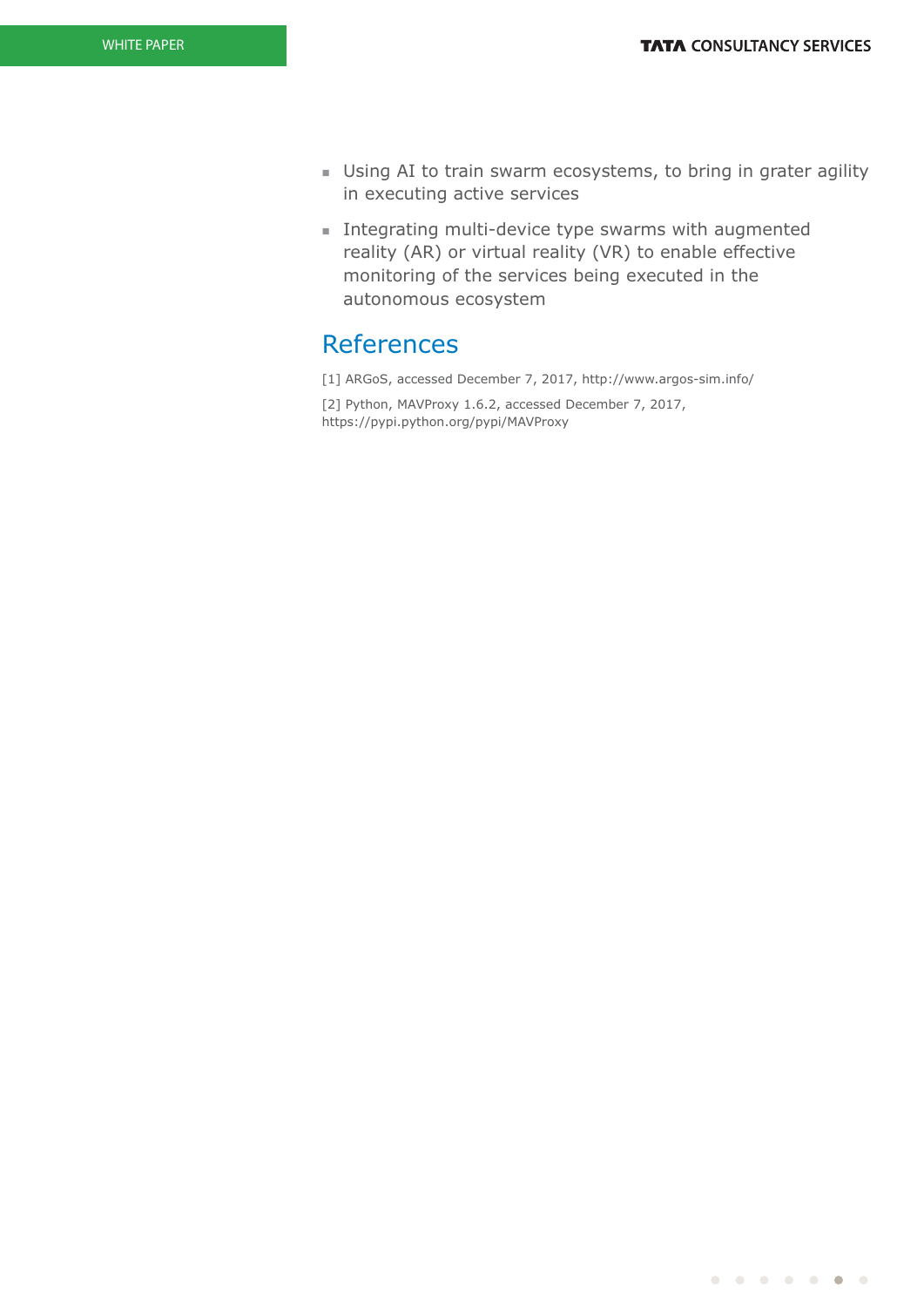- Using AI to train swarm ecosystems, to bring in grater agility in executing active services
- Integrating multi-device type swarms with augmented reality (AR) or virtual reality (VR) to enable effective monitoring of the services being executed in the autonomous ecosystem

## References

[1] ARGoS, accessed December 7, 2017, http://www.argos-sim.info/

[2] Python, MAVProxy 1.6.2, accessed December 7, 2017, https://pypi.python.org/pypi/MAVProxy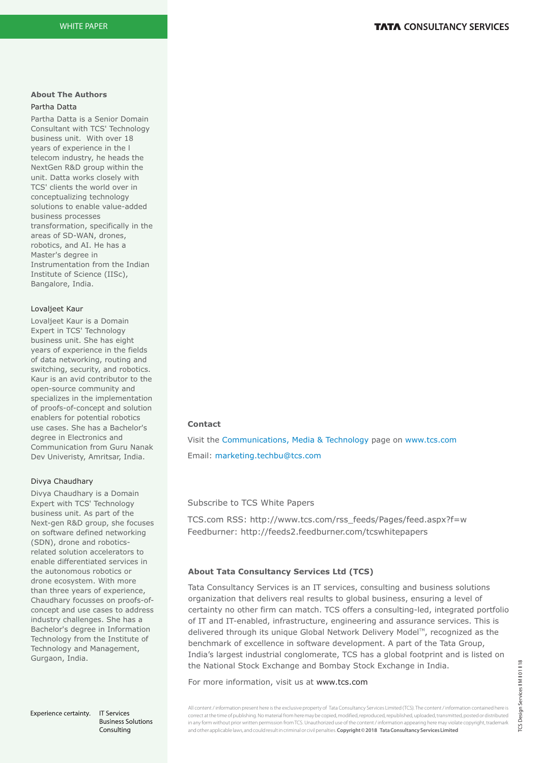### About The Authors

**Partha Datta**

Partha Datta is a Senior Domain Consultant with TCS' Technology business unit. With over 18 years of experience in the l telecom industry, he heads the NextGen R&D group within the unit. Datta works closely with TCS' clients the world over in conceptualizing technology solutions to enable value-added business processes transformation, specifically in the areas of SD-WAN, drones, robotics, and AI. He has a Master's degree in Instrumentation from the Indian Institute of Science (IISc), Bangalore, India.

**Lovaljeet Kaur**

Lovaljeet Kaur is a Domain Expert in TCS' Technology business unit. She has eight years of experience in the fields of data networking, routing and switching, security, and robotics. Kaur is an avid contributor to the open-source community and specializes in the implementation of proofs-of-concept and solution enablers for potential robotics use cases. She has a Bachelor's degree in Electronics and Communication from Guru Nanak Dev Univeristy, Amritsar, India.

**Divya Chaudhary**

Divya Chaudhary is a Domain Expert with TCS' Technology business unit. As part of the Next-gen R&D group, she focuses on software defined networking (SDN), drone and robotics-related solution accelerators to enable differentiated services in the autonomous robotics or drone ecosystem. With more than three years of experience, Chaudhary focusses on proofs-of-concept and use cases to address industry challenges. She has a Bachelor's degree in Information Technology from the Institute of Technology and Management, Gurgaon, India.

### Contact

Visit the Communications, Media & Technology page on www.tcs.com

Email: marketing.techbu@tcs.com

Subscribe to TCS White Papers

TCS.com RSS: http://www.tcs.com/rss_feeds/Pages/feed.aspx?f=w
Feedburner: http://feeds2.feedburner.com/tcswhitepapers

### About Tata Consultancy Services Ltd (TCS)

Tata Consultancy Services is an IT services, consulting and business solutions organization that delivers real results to global business, ensuring a level of certainty no other firm can match. TCS offers a consulting-led, integrated portfolio of IT and IT-enabled, infrastructure, engineering and assurance services. This is delivered through its unique Global Network Delivery Model™, recognized as the benchmark of excellence in software development. A part of the Tata Group, India's largest industrial conglomerate, TCS has a global footprint and is listed on the National Stock Exchange and Bombay Stock Exchange in India.

For more information, visit us at www.tcs.com

Experience certainty. IT Services
Business Solutions
Consulting

All content / information present here is the exclusive property of Tata Consultancy Services Limited (TCS). The content / information contained here is correct at the time of publishing. No material from here may be copied, modified, reproduced, republished, uploaded, transmitted, posted or distributed in any form without prior written permission from TCS. Unauthorized use of the content / information appearing here may violate copyright, trademark and other applicable laws, and could result in criminal or civil penalties. **Copyright © 2018 Tata Consultancy Services Limited**

TCS Design Services I M I 01 I 18